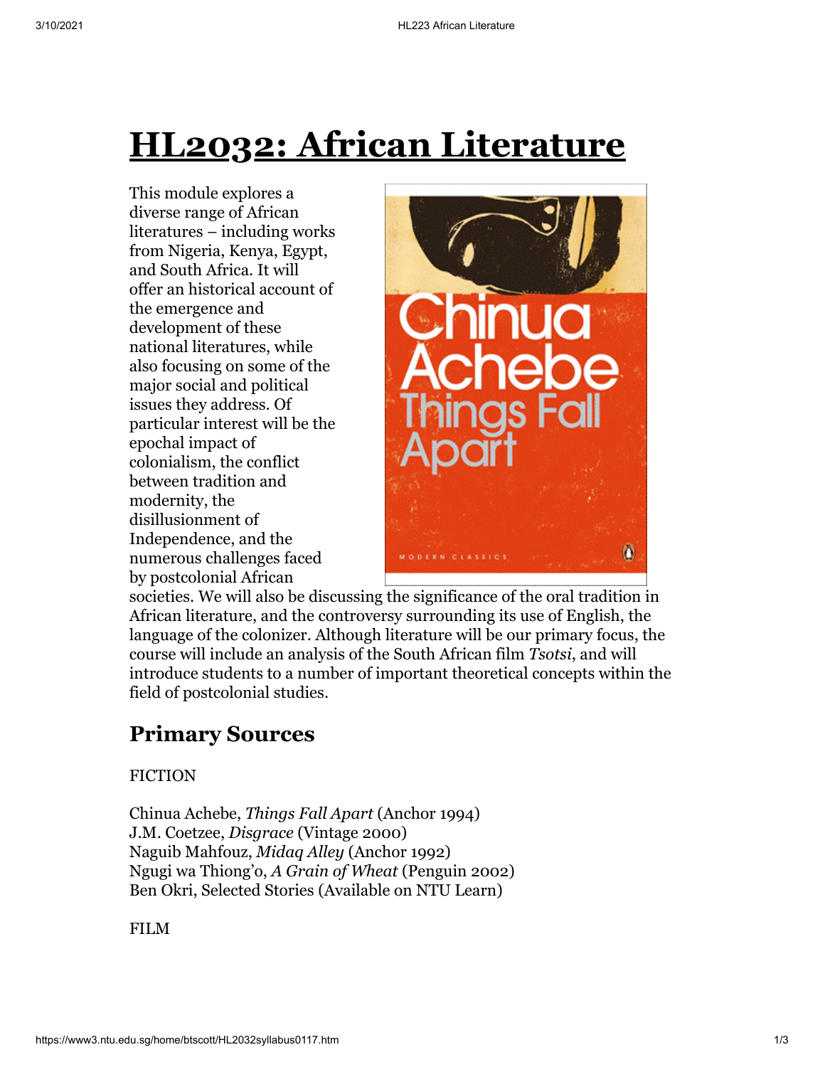# HL2032: African Literature

This module explores a diverse range of African literatures – including works from Nigeria, Kenya, Egypt, and South Africa. It will offer an historical account of the emergence and development of these national literatures, while also focusing on some of the major social and political issues they address. Of particular interest will be the epochal impact of colonialism, the conflict between tradition and modernity, the disillusionment of Independence, and the numerous challenges faced by postcolonial African societies. We will also be discussing the significance of the oral tradition in African literature, and the controversy surrounding its use of English, the language of the colonizer. Although literature will be our primary focus, the course will include an analysis of the South African film *Tsotsi*, and will introduce students to a number of important theoretical concepts within the field of postcolonial studies.

## Primary Sources

FICTION

Chinua Achebe, *Things Fall Apart* (Anchor 1994)
J.M. Coetzee, *Disgrace* (Vintage 2000)
Naguib Mahfouz, *Midaq Alley* (Anchor 1992)
Ngugi wa Thiong'o, *A Grain of Wheat* (Penguin 2002)
Ben Okri, Selected Stories (Available on NTU Learn)

FILM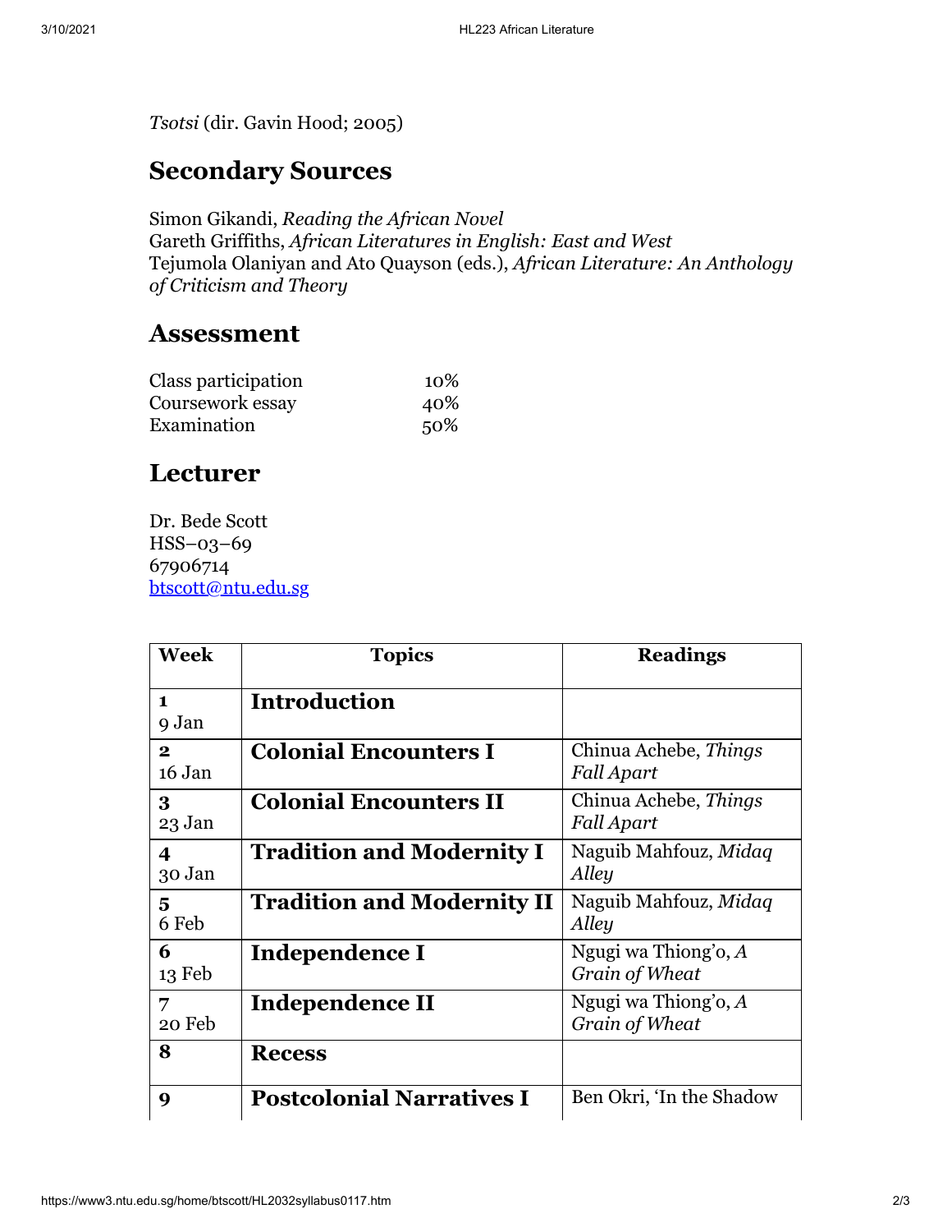*Tsotsi* (dir. Gavin Hood; 2005)

## Secondary Sources

Simon Gikandi, *Reading the African Novel*
Gareth Griffiths, *African Literatures in English: East and West*
Tejumola Olaniyan and Ato Quayson (eds.), *African Literature: An Anthology of Criticism and Theory*

## Assessment

| | |
|---|---|
| Class participation | 10% |
| Coursework essay | 40% |
| Examination | 50% |

## Lecturer

Dr. Bede Scott
HSS–03–69
67906714
btscott@ntu.edu.sg

| Week | Topics | Readings |
|---|---|---|
| **1** 9 Jan | **Introduction** | |
| **2** 16 Jan | **Colonial Encounters I** | Chinua Achebe, *Things Fall Apart* |
| **3** 23 Jan | **Colonial Encounters II** | Chinua Achebe, *Things Fall Apart* |
| **4** 30 Jan | **Tradition and Modernity I** | Naguib Mahfouz, *Midaq Alley* |
| **5** 6 Feb | **Tradition and Modernity II** | Naguib Mahfouz, *Midaq Alley* |
| **6** 13 Feb | **Independence I** | Ngugi wa Thiong'o, *A Grain of Wheat* |
| **7** 20 Feb | **Independence II** | Ngugi wa Thiong'o, *A Grain of Wheat* |
| **8** | **Recess** | |
| **9** | **Postcolonial Narratives I** | Ben Okri, 'In the Shadow |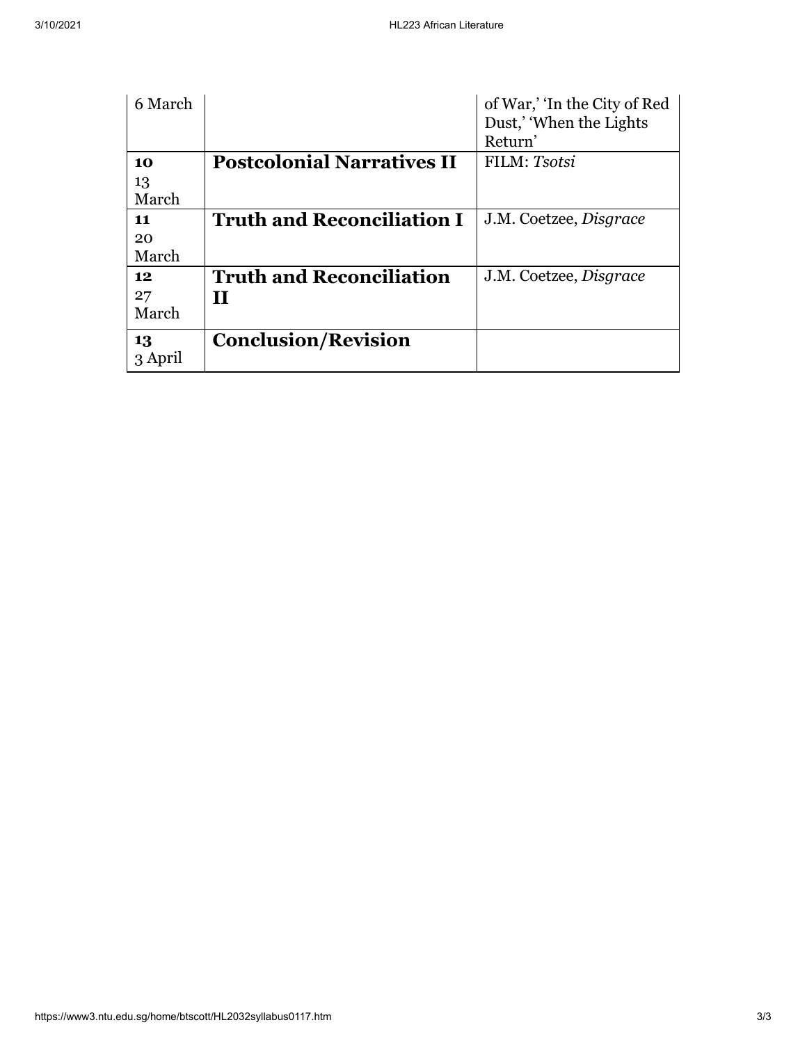| | | |
|---|---|---|
| 6 March | | of War,' 'In the City of Red Dust,' 'When the Lights Return' |
| **10** 13 March | **Postcolonial Narratives II** | FILM: *Tsotsi* |
| **11** 20 March | **Truth and Reconciliation I** | J.M. Coetzee, *Disgrace* |
| **12** 27 March | **Truth and Reconciliation II** | J.M. Coetzee, *Disgrace* |
| **13** 3 April | **Conclusion/Revision** | |